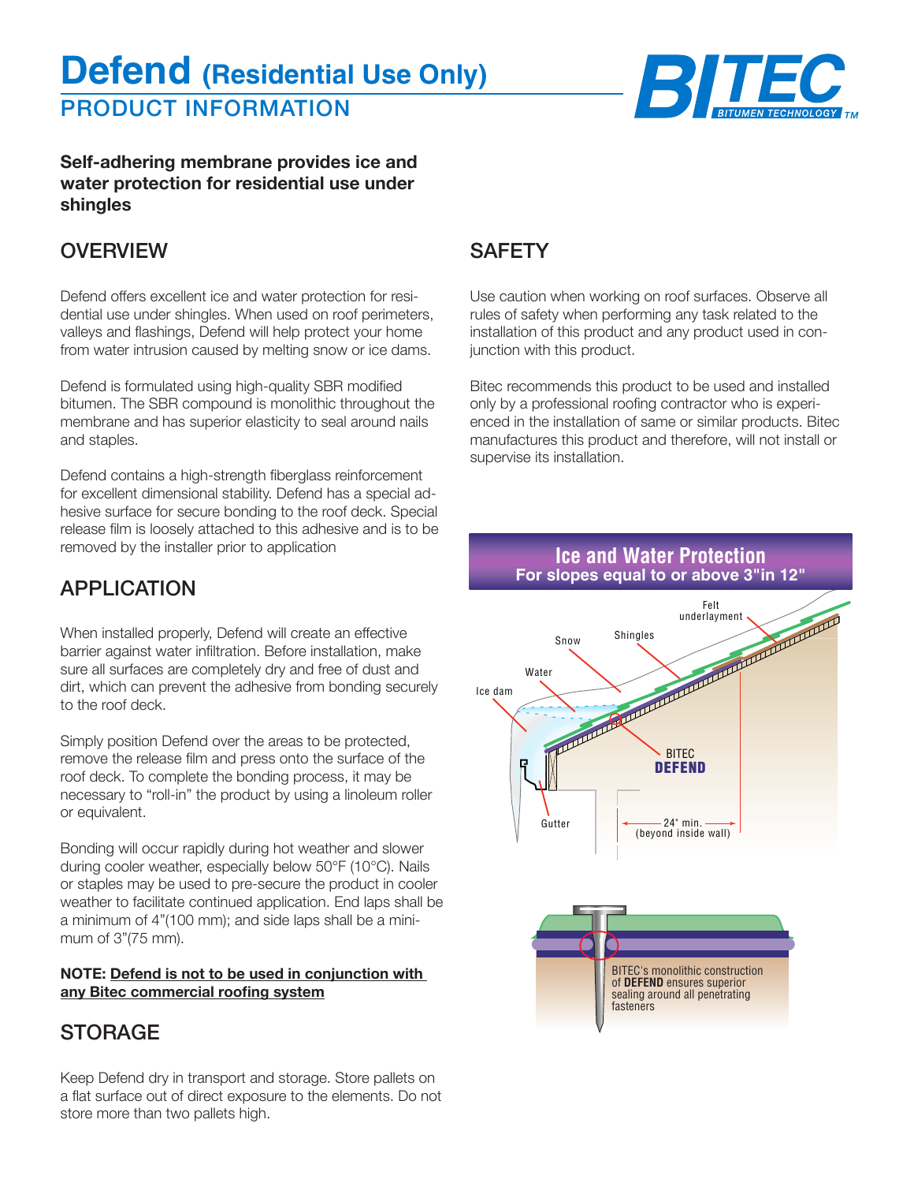# Defend (Residential Use Only)

## PRODUCT INFORMATION

**Self-adhering membrane provides ice and water protection for residential use under shingles**

## OVERVIEW

Defend offers excellent ice and water protection for residential use under shingles. When used on roof perimeters, valleys and flashings, Defend will help protect your home from water intrusion caused by melting snow or ice dams.

Defend is formulated using high-quality SBR modified bitumen. The SBR compound is monolithic throughout the membrane and has superior elasticity to seal around nails and staples.

Defend contains a high-strength fiberglass reinforcement for excellent dimensional stability. Defend has a special adhesive surface for secure bonding to the roof deck. Special release film is loosely attached to this adhesive and is to be removed by the installer prior to application

## APPLICATION

When installed properly, Defend will create an effective barrier against water infiltration. Before installation, make sure all surfaces are completely dry and free of dust and dirt, which can prevent the adhesive from bonding securely to the roof deck.

Simply position Defend over the areas to be protected, remove the release film and press onto the surface of the roof deck. To complete the bonding process, it may be necessary to "roll-in" the product by using a linoleum roller or equivalent.

Bonding will occur rapidly during hot weather and slower during cooler weather, especially below 50°F (10°C). Nails or staples may be used to pre-secure the product in cooler weather to facilitate continued application. End laps shall be a minimum of 4"(100 mm); and side laps shall be a minimum of 3"(75 mm).

**NOTE: Defend is not to be used in conjunction with any Bitec commercial roofing system**

## STORAGE

Keep Defend dry in transport and storage. Store pallets on a flat surface out of direct exposure to the elements. Do not store more than two pallets high.

## SAFETY

Use caution when working on roof surfaces. Observe all rules of safety when performing any task related to the installation of this product and any product used in conjunction with this product.

Bitec recommends this product to be used and installed only by a professional roofing contractor who is experienced in the installation of same or similar products. Bitec manufactures this product and therefore, will not install or supervise its installation.

**Ice and Water Protection**
**For slopes equal to or above 3"in 12"**

Felt underlayment, Shingles, Snow, Water, Ice dam, BITEC **DEFEND**, Gutter, 24" min. (beyond inside wall)

BITEC's monolithic construction of **DEFEND** ensures superior sealing around all penetrating fasteners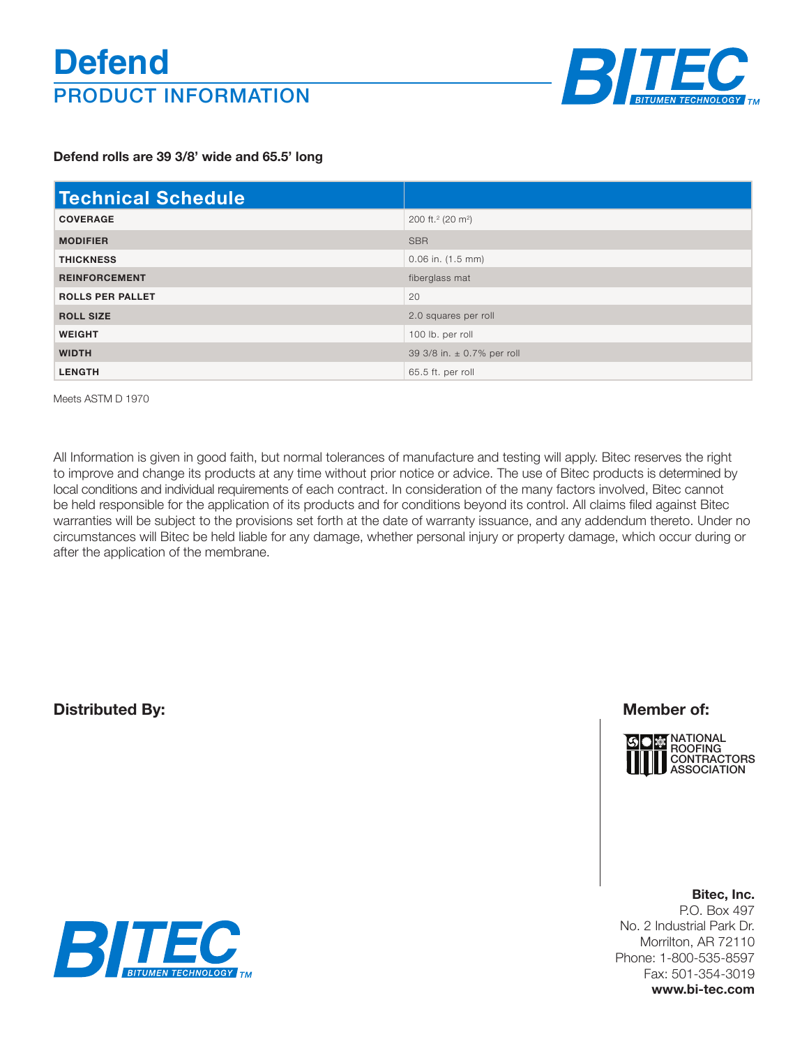# Defend

## PRODUCT INFORMATION

BITEC BITUMEN TECHNOLOGY TM

**Defend rolls are 39 3/8' wide and 65.5' long**

| Technical Schedule | |
|---|---|
| COVERAGE | 200 ft.² (20 m²) |
| MODIFIER | SBR |
| THICKNESS | 0.06 in. (1.5 mm) |
| REINFORCEMENT | fiberglass mat |
| ROLLS PER PALLET | 20 |
| ROLL SIZE | 2.0 squares per roll |
| WEIGHT | 100 lb. per roll |
| WIDTH | 39 3/8 in. ± 0.7% per roll |
| LENGTH | 65.5 ft. per roll |

Meets ASTM D 1970

All Information is given in good faith, but normal tolerances of manufacture and testing will apply. Bitec reserves the right to improve and change its products at any time without prior notice or advice. The use of Bitec products is determined by local conditions and individual requirements of each contract. In consideration of the many factors involved, Bitec cannot be held responsible for the application of its products and for conditions beyond its control. All claims filed against Bitec warranties will be subject to the provisions set forth at the date of warranty issuance, and any addendum thereto. Under no circumstances will Bitec be held liable for any damage, whether personal injury or property damage, which occur during or after the application of the membrane.

**Distributed By:**

**Member of:**

NATIONAL ROOFING CONTRACTORS ASSOCIATION

BITEC BITUMEN TECHNOLOGY TM

**Bitec, Inc.**
P.O. Box 497
No. 2 Industrial Park Dr.
Morrilton, AR 72110
Phone: 1-800-535-8597
Fax: 501-354-3019
**www.bi-tec.com**